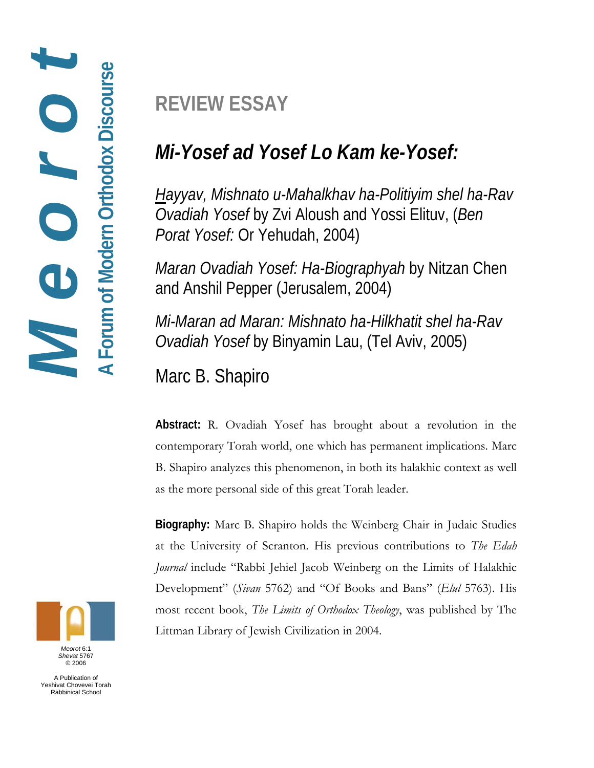# REVIEW ESSAY

## *Mi-Yosef ad Yosef Lo Kam ke-Yosef:*

*Hayyav, Mishnato u-Mahalkhav ha-Politiyim shel ha-Rav Ovadiah Yosef* by Zvi Aloush and Yossi Elituv, (*Ben Porat Yosef:* Or Yehudah, 2004)

*Maran Ovadiah Yosef: Ha-Biographyah* by Nitzan Chen and Anshil Pepper (Jerusalem, 2004)

*Mi-Maran ad Maran: Mishnato ha-Hilkhatit shel ha-Rav Ovadiah Yosef* by Binyamin Lau, (Tel Aviv, 2005)

Marc B. Shapiro

**Abstract:** R. Ovadiah Yosef has brought about a revolution in the contemporary Torah world, one which has permanent implications. Marc B. Shapiro analyzes this phenomenon, in both its halakhic context as well as the more personal side of this great Torah leader.

**Biography:** Marc B. Shapiro holds the Weinberg Chair in Judaic Studies at the University of Scranton. His previous contributions to *The Edah Journal* include "Rabbi Jehiel Jacob Weinberg on the Limits of Halakhic Development" (*Sivan* 5762) and "Of Books and Bans" (*Elul* 5763). His most recent book, *The Limits of Orthodox Theology*, was published by The Littman Library of Jewish Civilization in 2004.

Meorot: A Forum of Modern Orthodox Discourse

*Meorot* 6:1
*Shevat* 5767
© 2006

A Publication of Yeshivat Chovevei Torah Rabbinical School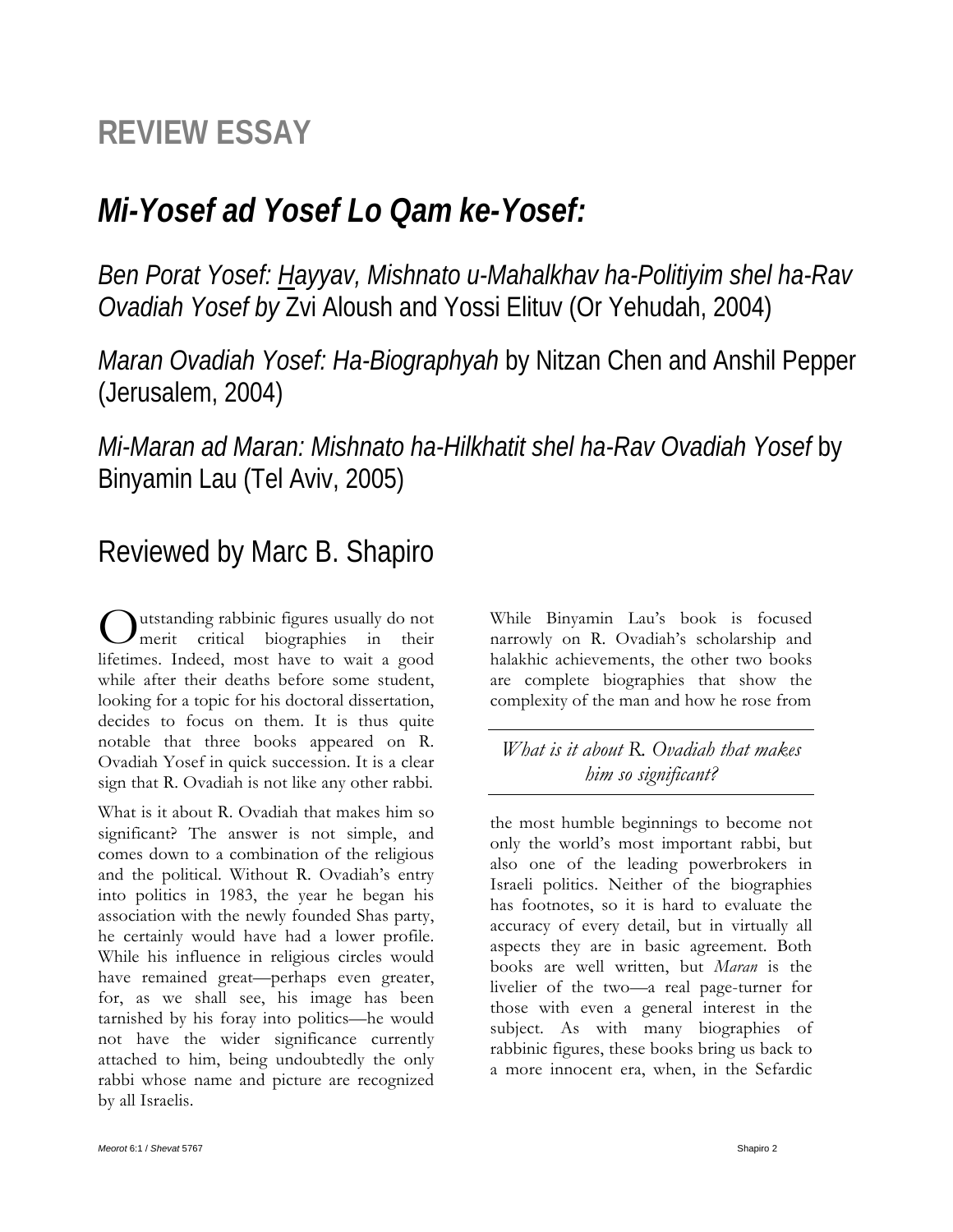# REVIEW ESSAY

## *Mi-Yosef ad Yosef Lo Qam ke-Yosef:*

*Ben Porat Yosef: Hayyav, Mishnato u-Mahalkhav ha-Politiyim shel ha-Rav Ovadiah Yosef by* Zvi Aloush and Yossi Elituv (Or Yehudah, 2004)

*Maran Ovadiah Yosef: Ha-Biographyah* by Nitzan Chen and Anshil Pepper (Jerusalem, 2004)

*Mi-Maran ad Maran: Mishnato ha-Hilkhatit shel ha-Rav Ovadiah Yosef* by Binyamin Lau (Tel Aviv, 2005)

## Reviewed by Marc B. Shapiro

Outstanding rabbinic figures usually do not merit critical biographies in their lifetimes. Indeed, most have to wait a good while after their deaths before some student, looking for a topic for his doctoral dissertation, decides to focus on them. It is thus quite notable that three books appeared on R. Ovadiah Yosef in quick succession. It is a clear sign that R. Ovadiah is not like any other rabbi.

What is it about R. Ovadiah that makes him so significant? The answer is not simple, and comes down to a combination of the religious and the political. Without R. Ovadiah's entry into politics in 1983, the year he began his association with the newly founded Shas party, he certainly would have had a lower profile. While his influence in religious circles would have remained great—perhaps even greater, for, as we shall see, his image has been tarnished by his foray into politics—he would not have the wider significance currently attached to him, being undoubtedly the only rabbi whose name and picture are recognized by all Israelis.

While Binyamin Lau's book is focused narrowly on R. Ovadiah's scholarship and halakhic achievements, the other two books are complete biographies that show the complexity of the man and how he rose from the most humble beginnings to become not only the world's most important rabbi, but also one of the leading powerbrokers in Israeli politics. Neither of the biographies has footnotes, so it is hard to evaluate the accuracy of every detail, but in virtually all aspects they are in basic agreement. Both books are well written, but *Maran* is the livelier of the two—a real page-turner for those with even a general interest in the subject. As with many biographies of rabbinic figures, these books bring us back to a more innocent era, when, in the Sefardic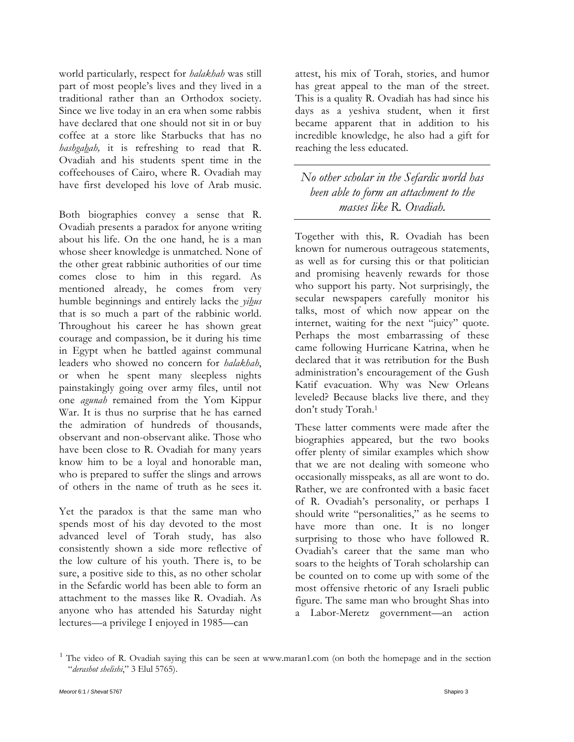world particularly, respect for *halakhah* was still part of most people's lives and they lived in a traditional rather than an Orthodox society. Since we live today in an era when some rabbis have declared that one should not sit in or buy coffee at a store like Starbucks that has no *hashgahah,* it is refreshing to read that R. Ovadiah and his students spent time in the coffeehouses of Cairo, where R. Ovadiah may have first developed his love of Arab music.

Both biographies convey a sense that R. Ovadiah presents a paradox for anyone writing about his life. On the one hand, he is a man whose sheer knowledge is unmatched. None of the other great rabbinic authorities of our time comes close to him in this regard. As mentioned already, he comes from very humble beginnings and entirely lacks the *yihus* that is so much a part of the rabbinic world. Throughout his career he has shown great courage and compassion, be it during his time in Egypt when he battled against communal leaders who showed no concern for *halakhah*, or when he spent many sleepless nights painstakingly going over army files, until not one *agunah* remained from the Yom Kippur War. It is thus no surprise that he has earned the admiration of hundreds of thousands, observant and non-observant alike. Those who have been close to R. Ovadiah for many years know him to be a loyal and honorable man, who is prepared to suffer the slings and arrows of others in the name of truth as he sees it.

Yet the paradox is that the same man who spends most of his day devoted to the most advanced level of Torah study, has also consistently shown a side more reflective of the low culture of his youth. There is, to be sure, a positive side to this, as no other scholar in the Sefardic world has been able to form an attachment to the masses like R. Ovadiah. As anyone who has attended his Saturday night lectures—a privilege I enjoyed in 1985—can attest, his mix of Torah, stories, and humor has great appeal to the man of the street. This is a quality R. Ovadiah has had since his days as a yeshiva student, when it first became apparent that in addition to his incredible knowledge, he also had a gift for reaching the less educated.

> *No other scholar in the Sefardic world has been able to form an attachment to the masses like R. Ovadiah.*

Together with this, R. Ovadiah has been known for numerous outrageous statements, as well as for cursing this or that politician and promising heavenly rewards for those who support his party. Not surprisingly, the secular newspapers carefully monitor his talks, most of which now appear on the internet, waiting for the next "juicy" quote. Perhaps the most embarrassing of these came following Hurricane Katrina, when he declared that it was retribution for the Bush administration's encouragement of the Gush Katif evacuation. Why was New Orleans leveled? Because blacks live there, and they don't study Torah.[1]

These latter comments were made after the biographies appeared, but the two books offer plenty of similar examples which show that we are not dealing with someone who occasionally misspeaks, as all are wont to do. Rather, we are confronted with a basic facet of R. Ovadiah's personality, or perhaps I should write "personalities," as he seems to have more than one. It is no longer surprising to those who have followed R. Ovadiah's career that the same man who soars to the heights of Torah scholarship can be counted on to come up with some of the most offensive rhetoric of any Israeli public figure. The same man who brought Shas into a Labor-Meretz government—an action

[1] The video of R. Ovadiah saying this can be seen at www.maran1.com (on both the homepage and in the section "*derashot shelishi*," 3 Elul 5765).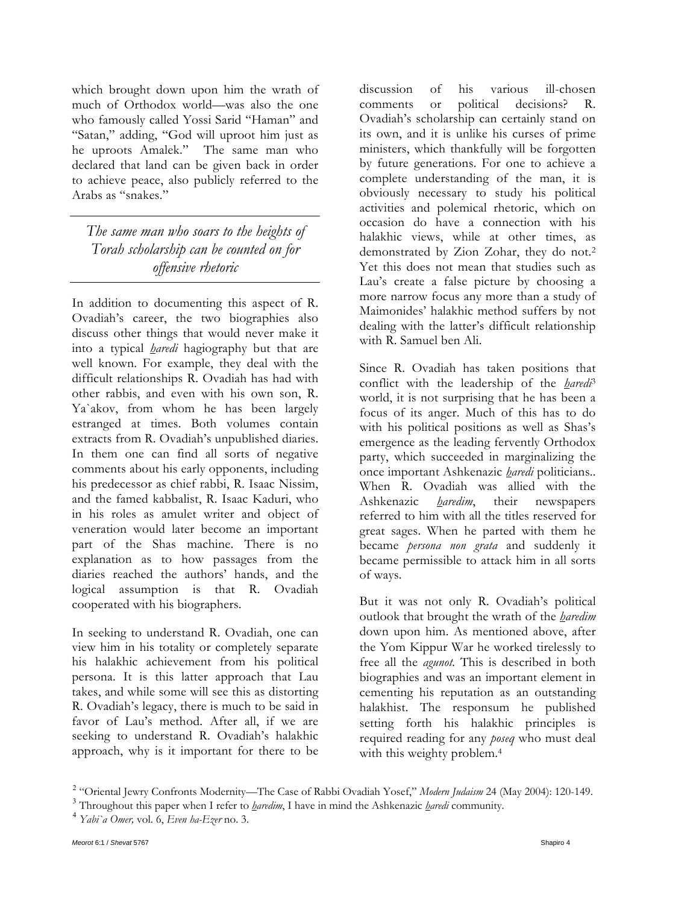which brought down upon him the wrath of much of Orthodox world—was also the one who famously called Yossi Sarid "Haman" and "Satan," adding, "God will uproot him just as he uproots Amalek." The same man who declared that land can be given back in order to achieve peace, also publicly referred to the Arabs as "snakes."

*The same man who soars to the heights of Torah scholarship can be counted on for offensive rhetoric*

In addition to documenting this aspect of R. Ovadiah's career, the two biographies also discuss other things that would never make it into a typical *haredi* hagiography but that are well known. For example, they deal with the difficult relationships R. Ovadiah has had with other rabbis, and even with his own son, R. Ya`akov, from whom he has been largely estranged at times. Both volumes contain extracts from R. Ovadiah's unpublished diaries. In them one can find all sorts of negative comments about his early opponents, including his predecessor as chief rabbi, R. Isaac Nissim, and the famed kabbalist, R. Isaac Kaduri, who in his roles as amulet writer and object of veneration would later become an important part of the Shas machine. There is no explanation as to how passages from the diaries reached the authors' hands, and the logical assumption is that R. Ovadiah cooperated with his biographers.

In seeking to understand R. Ovadiah, one can view him in his totality or completely separate his halakhic achievement from his political persona. It is this latter approach that Lau takes, and while some will see this as distorting R. Ovadiah's legacy, there is much to be said in favor of Lau's method. After all, if we are seeking to understand R. Ovadiah's halakhic approach, why is it important for there to be discussion of his various ill-chosen comments or political decisions? R. Ovadiah's scholarship can certainly stand on its own, and it is unlike his curses of prime ministers, which thankfully will be forgotten by future generations. For one to achieve a complete understanding of the man, it is obviously necessary to study his political activities and polemical rhetoric, which on occasion do have a connection with his halakhic views, while at other times, as demonstrated by Zion Zohar, they do not.[2] Yet this does not mean that studies such as Lau's create a false picture by choosing a more narrow focus any more than a study of Maimonides' halakhic method suffers by not dealing with the latter's difficult relationship with R. Samuel ben Ali.

Since R. Ovadiah has taken positions that conflict with the leadership of the *haredi*[3] world, it is not surprising that he has been a focus of its anger. Much of this has to do with his political positions as well as Shas's emergence as the leading fervently Orthodox party, which succeeded in marginalizing the once important Ashkenazic *haredi* politicians.. When R. Ovadiah was allied with the Ashkenazic *haredim*, their newspapers referred to him with all the titles reserved for great sages. When he parted with them he became *persona non grata* and suddenly it became permissible to attack him in all sorts of ways.

But it was not only R. Ovadiah's political outlook that brought the wrath of the *haredim* down upon him. As mentioned above, after the Yom Kippur War he worked tirelessly to free all the *agunot*. This is described in both biographies and was an important element in cementing his reputation as an outstanding halakhist. The responsum he published setting forth his halakhic principles is required reading for any *poseq* who must deal with this weighty problem.[4]

---

[2] "Oriental Jewry Confronts Modernity—The Case of Rabbi Ovadiah Yosef," *Modern Judaism* 24 (May 2004): 120-149.

[3] Throughout this paper when I refer to *haredim*, I have in mind the Ashkenazic *haredi* community.

[4] *Yabi`a Omer,* vol. 6, *Even ha-Ezer* no. 3.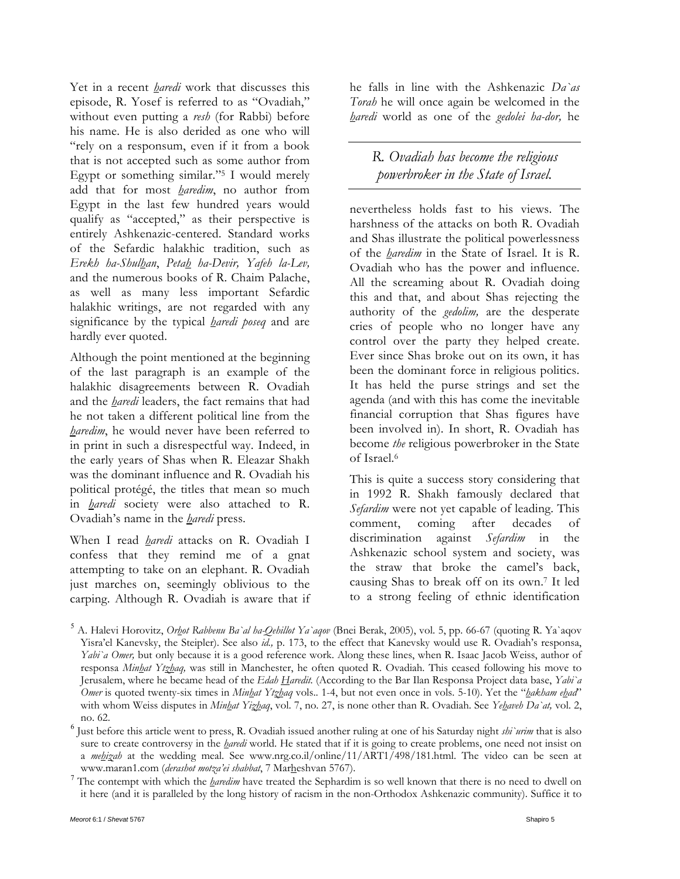Yet in a recent *haredi* work that discusses this episode, R. Yosef is referred to as "Ovadiah," without even putting a *resh* (for Rabbi) before his name. He is also derided as one who will "rely on a responsum, even if it from a book that is not accepted such as some author from Egypt or something similar."[5] I would merely add that for most *haredim*, no author from Egypt in the last few hundred years would qualify as "accepted," as their perspective is entirely Ashkenazic-centered. Standard works of the Sefardic halakhic tradition, such as *Erekh ha-Shulhan*, *Petah ha-Devir, Yafeh la-Lev,* and the numerous books of R. Chaim Palache, as well as many less important Sefardic halakhic writings, are not regarded with any significance by the typical *haredi poseq* and are hardly ever quoted.

Although the point mentioned at the beginning of the last paragraph is an example of the halakhic disagreements between R. Ovadiah and the *haredi* leaders, the fact remains that had he not taken a different political line from the *haredim*, he would never have been referred to in print in such a disrespectful way. Indeed, in the early years of Shas when R. Eleazar Shakh was the dominant influence and R. Ovadiah his political protégé, the titles that mean so much in *haredi* society were also attached to R. Ovadiah's name in the *haredi* press.

When I read *haredi* attacks on R. Ovadiah I confess that they remind me of a gnat attempting to take on an elephant. R. Ovadiah just marches on, seemingly oblivious to the carping. Although R. Ovadiah is aware that if he falls in line with the Ashkenazic *Da`as Torah* he will once again be welcomed in the *haredi* world as one of the *gedolei ha-dor,* he nevertheless holds fast to his views. The harshness of the attacks on both R. Ovadiah and Shas illustrate the political powerlessness of the *haredim* in the State of Israel. It is R. Ovadiah who has the power and influence. All the screaming about R. Ovadiah doing this and that, and about Shas rejecting the authority of the *gedolim,* are the desperate cries of people who no longer have any control over the party they helped create. Ever since Shas broke out on its own, it has been the dominant force in religious politics. It has held the purse strings and set the agenda (and with this has come the inevitable financial corruption that Shas figures have been involved in). In short, R. Ovadiah has become *the* religious powerbroker in the State of Israel.[6]

> *R. Ovadiah has become the religious powerbroker in the State of Israel.*

This is quite a success story considering that in 1992 R. Shakh famously declared that *Sefardim* were not yet capable of leading. This comment, coming after decades of discrimination against *Sefardim* in the Ashkenazic school system and society, was the straw that broke the camel's back, causing Shas to break off on its own.[7] It led to a strong feeling of ethnic identification

---

[5] A. Halevi Horovitz, *Orhot Rabbenu Ba`al ha-Qehillot Ya`aqov* (Bnei Berak, 2005), vol. 5, pp. 66-67 (quoting R. Ya`aqov Yisra'el Kanevsky, the Steipler). See also *id.,* p. 173, to the effect that Kanevsky would use R. Ovadiah's responsa, *Yabi`a Omer,* but only because it is a good reference work. Along these lines, when R. Isaac Jacob Weiss, author of responsa *Minhat Ytzhaq,* was still in Manchester, he often quoted R. Ovadiah. This ceased following his move to Jerusalem, where he became head of the *Edah Haredit.* (According to the Bar Ilan Responsa Project data base, *Yabi`a Omer* is quoted twenty-six times in *Minhat Ytzhaq* vols.. 1-4, but not even once in vols. 5-10). Yet the "*hakham ehad*" with whom Weiss disputes in *Minhat Yizhaq*, vol. 7, no. 27, is none other than R. Ovadiah. See *Yehaveh Da`at,* vol. 2, no. 62.

[6] Just before this article went to press, R. Ovadiah issued another ruling at one of his Saturday night *shi`urim* that is also sure to create controversy in the *haredi* world. He stated that if it is going to create problems, one need not insist on a *mehizah* at the wedding meal. See www.nrg.co.il/online/11/ART1/498/181.html. The video can be seen at www.maran1.com (*derashot motza'ei shabbat*, 7 Marheshvan 5767).

[7] The contempt with which the *haredim* have treated the Sephardim is so well known that there is no need to dwell on it here (and it is paralleled by the long history of racism in the non-Orthodox Ashkenazic community). Suffice it to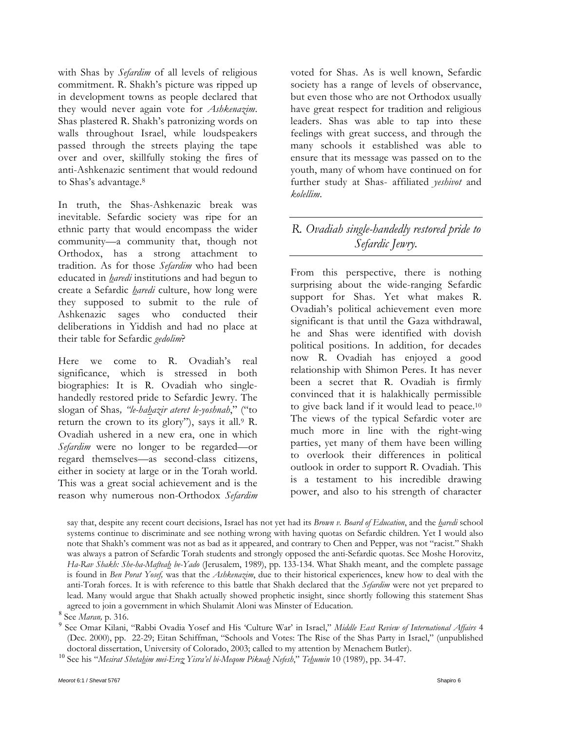with Shas by *Sefardim* of all levels of religious commitment. R. Shakh's picture was ripped up in development towns as people declared that they would never again vote for *Ashkenazim*. Shas plastered R. Shakh's patronizing words on walls throughout Israel, while loudspeakers passed through the streets playing the tape over and over, skillfully stoking the fires of anti-Ashkenazic sentiment that would redound to Shas's advantage.[8]

In truth, the Shas-Ashkenazic break was inevitable. Sefardic society was ripe for an ethnic party that would encompass the wider community—a community that, though not Orthodox, has a strong attachment to tradition. As for those *Sefardim* who had been educated in *haredi* institutions and had begun to create a Sefardic *haredi* culture, how long were they supposed to submit to the rule of Ashkenazic sages who conducted their deliberations in Yiddish and had no place at their table for Sefardic *gedolim*?

Here we come to R. Ovadiah's real significance, which is stressed in both biographies: It is R. Ovadiah who single-handedly restored pride to Sefardic Jewry. The slogan of Shas, *"le-hahazir ateret le-yoshnah*," ("to return the crown to its glory"), says it all.[9] R. Ovadiah ushered in a new era, one in which *Sefardim* were no longer to be regarded—or regard themselves—as second-class citizens, either in society at large or in the Torah world. This was a great social achievement and is the reason why numerous non-Orthodox *Sefardim* voted for Shas. As is well known, Sefardic society has a range of levels of observance, but even those who are not Orthodox usually have great respect for tradition and religious leaders. Shas was able to tap into these feelings with great success, and through the many schools it established was able to ensure that its message was passed on to the youth, many of whom have continued on for further study at Shas- affiliated *yeshivot* and *kolellim*.

> *R. Ovadiah single-handedly restored pride to Sefardic Jewry.*

From this perspective, there is nothing surprising about the wide-ranging Sefardic support for Shas. Yet what makes R. Ovadiah's political achievement even more significant is that until the Gaza withdrawal, he and Shas were identified with dovish political positions. In addition, for decades now R. Ovadiah has enjoyed a good relationship with Shimon Peres. It has never been a secret that R. Ovadiah is firmly convinced that it is halakhically permissible to give back land if it would lead to peace.[10] The views of the typical Sefardic voter are much more in line with the right-wing parties, yet many of them have been willing to overlook their differences in political outlook in order to support R. Ovadiah. This is a testament to his incredible drawing power, and also to his strength of character

---

say that, despite any recent court decisions, Israel has not yet had its *Brown v. Board of Education*, and the *haredi* school systems continue to discriminate and see nothing wrong with having quotas on Sefardic children. Yet I would also note that Shakh's comment was not as bad as it appeared, and contrary to Chen and Pepper, was not "racist." Shakh was always a patron of Sefardic Torah students and strongly opposed the anti-Sefardic quotas. See Moshe Horovitz, *Ha-Rav Shakh: She-ha-Mafteah be-Yado* (Jerusalem, 1989), pp. 133-134. What Shakh meant, and the complete passage is found in *Ben Porat Yosef*, was that the *Ashkenazim*, due to their historical experiences, knew how to deal with the anti-Torah forces. It is with reference to this battle that Shakh declared that the *Sefardim* were not yet prepared to lead. Many would argue that Shakh actually showed prophetic insight, since shortly following this statement Shas agreed to join a government in which Shulamit Aloni was Minster of Education.

[8] See *Maran,* p. 316.

[9] See Omar Kilani, "Rabbi Ovadia Yosef and His 'Culture War' in Israel," *Middle East Review of International Affairs* 4 (Dec. 2000), pp. 22-29; Eitan Schiffman, "Schools and Votes: The Rise of the Shas Party in Israel," (unpublished doctoral dissertation, University of Colorado, 2003; called to my attention by Menachem Butler).

[10] See his "*Mesirat Shetahim mei-Erez Yisra'el bi-Meqom Pikuah Nefesh*," *Tehumin* 10 (1989), pp. 34-47.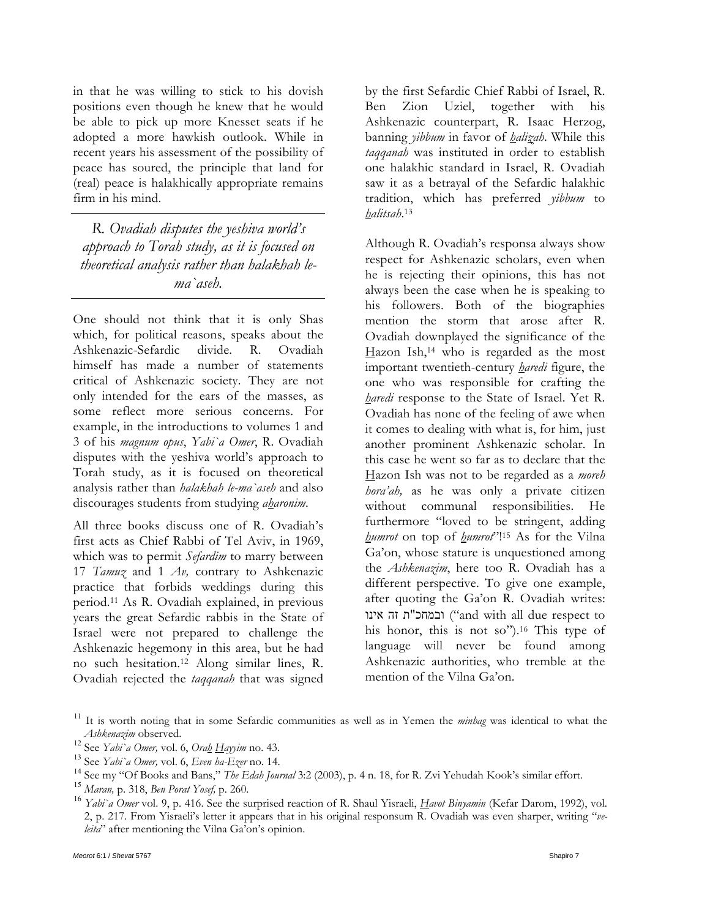in that he was willing to stick to his dovish positions even though he knew that he would be able to pick up more Knesset seats if he adopted a more hawkish outlook. While in recent years his assessment of the possibility of peace has soured, the principle that land for (real) peace is halakhically appropriate remains firm in his mind.

> *R. Ovadiah disputes the yeshiva world's approach to Torah study, as it is focused on theoretical analysis rather than halakhah le-ma`aseh.*

One should not think that it is only Shas which, for political reasons, speaks about the Ashkenazic-Sefardic divide. R. Ovadiah himself has made a number of statements critical of Ashkenazic society. They are not only intended for the ears of the masses, as some reflect more serious concerns. For example, in the introductions to volumes 1 and 3 of his *magnum opus*, *Yabi`a Omer*, R. Ovadiah disputes with the yeshiva world's approach to Torah study, as it is focused on theoretical analysis rather than *halakhah le-ma`aseh* and also discourages students from studying *a<u>h</u>aronim*.

All three books discuss one of R. Ovadiah's first acts as Chief Rabbi of Tel Aviv, in 1969, which was to permit *Sefardim* to marry between 17 *Tamuz* and 1 *Av,* contrary to Ashkenazic practice that forbids weddings during this period.[11] As R. Ovadiah explained, in previous years the great Sefardic rabbis in the State of Israel were not prepared to challenge the Ashkenazic hegemony in this area, but he had no such hesitation.[12] Along similar lines, R. Ovadiah rejected the *taqqanah* that was signed by the first Sefardic Chief Rabbi of Israel, R. Ben Zion Uziel, together with his Ashkenazic counterpart, R. Isaac Herzog, banning *yibbum* in favor of *<u>h</u>alizah*. While this *taqqanah* was instituted in order to establish one halakhic standard in Israel, R. Ovadiah saw it as a betrayal of the Sefardic halakhic tradition, which has preferred *yibbum* to *<u>h</u>alitsah*.[13]

Although R. Ovadiah's responsa always show respect for Ashkenazic scholars, even when he is rejecting their opinions, this has not always been the case when he is speaking to his followers. Both of the biographies mention the storm that arose after R. Ovadiah downplayed the significance of the <u>H</u>azon Ish,[14] who is regarded as the most important twentieth-century *<u>h</u>aredi* figure, the one who was responsible for crafting the *<u>h</u>aredi* response to the State of Israel. Yet R. Ovadiah has none of the feeling of awe when it comes to dealing with what is, for him, just another prominent Ashkenazic scholar. In this case he went so far as to declare that the <u>H</u>azon Ish was not to be regarded as a *moreh hora'ah,* as he was only a private citizen without communal responsibilities. He furthermore "loved to be stringent, adding *<u>h</u>umrot* on top of *<u>h</u>umrot*"![15] As for the Vilna Ga'on, whose stature is unquestioned among the *Ashkenazim*, here too R. Ovadiah has a different perspective. To give one example, after quoting the Ga'on R. Ovadiah writes: ובמחכ"ת זה אינו ("and with all due respect to his honor, this is not so").[16] This type of language will never be found among Ashkenazic authorities, who tremble at the mention of the Vilna Ga'on.

---

[11] It is worth noting that in some Sefardic communities as well as in Yemen the *minhag* was identical to what the *Ashkenazim* observed.

[12] See *Yabi`a Omer,* vol. 6, *Ora<u>h</u> <u>H</u>ayyim* no. 43.

[13] See *Yabi`a Omer,* vol. 6, *Even ha-Ezer* no. 14.

[14] See my "Of Books and Bans," *The Edah Journal* 3:2 (2003), p. 4 n. 18, for R. Zvi Yehudah Kook's similar effort.

[15] *Maran,* p. 318, *Ben Porat Yosef,* p. 260.

[16] *Yabi`a Omer* vol. 9, p. 416. See the surprised reaction of R. Shaul Yisraeli, *<u>H</u>avot Binyamin* (Kefar Darom, 1992), vol. 2, p. 217. From Yisraeli's letter it appears that in his original responsum R. Ovadiah was even sharper, writing "*ve-leita*" after mentioning the Vilna Ga'on's opinion.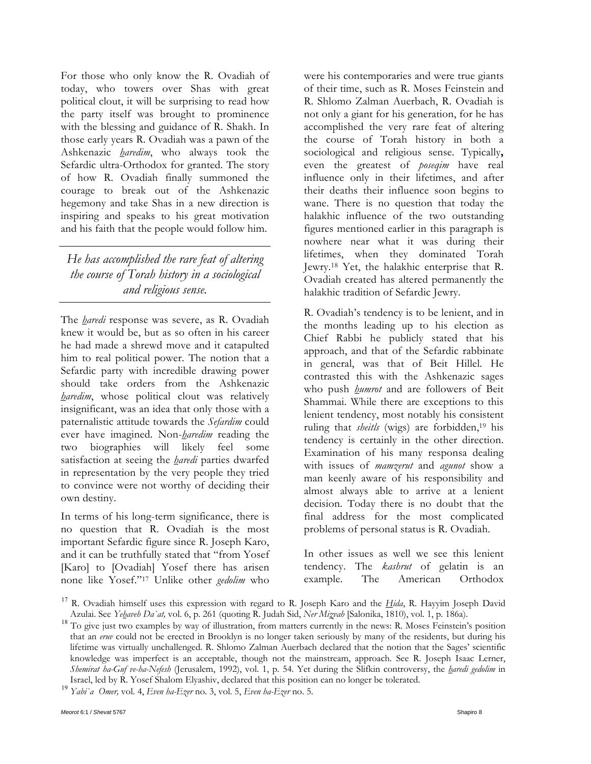For those who only know the R. Ovadiah of today, who towers over Shas with great political clout, it will be surprising to read how the party itself was brought to prominence with the blessing and guidance of R. Shakh. In those early years R. Ovadiah was a pawn of the Ashkenazic *haredim*, who always took the Sefardic ultra-Orthodox for granted. The story of how R. Ovadiah finally summoned the courage to break out of the Ashkenazic hegemony and take Shas in a new direction is inspiring and speaks to his great motivation and his faith that the people would follow him.

> *He has accomplished the rare feat of altering the course of Torah history in a sociological and religious sense.*

The *haredi* response was severe, as R. Ovadiah knew it would be, but as so often in his career he had made a shrewd move and it catapulted him to real political power. The notion that a Sefardic party with incredible drawing power should take orders from the Ashkenazic *haredim*, whose political clout was relatively insignificant, was an idea that only those with a paternalistic attitude towards the *Sefardim* could ever have imagined. Non-*haredim* reading the two biographies will likely feel some satisfaction at seeing the *haredi* parties dwarfed in representation by the very people they tried to convince were not worthy of deciding their own destiny.

In terms of his long-term significance, there is no question that R. Ovadiah is the most important Sefardic figure since R. Joseph Karo, and it can be truthfully stated that "from Yosef [Karo] to [Ovadiah] Yosef there has arisen none like Yosef."[17] Unlike other *gedolim* who were his contemporaries and were true giants of their time, such as R. Moses Feinstein and R. Shlomo Zalman Auerbach, R. Ovadiah is not only a giant for his generation, for he has accomplished the very rare feat of altering the course of Torah history in both a sociological and religious sense. Typically**,** even the greatest of *poseqim* have real influence only in their lifetimes, and after their deaths their influence soon begins to wane. There is no question that today the halakhic influence of the two outstanding figures mentioned earlier in this paragraph is nowhere near what it was during their lifetimes, when they dominated Torah Jewry.[18] Yet, the halakhic enterprise that R. Ovadiah created has altered permanently the halakhic tradition of Sefardic Jewry.

R. Ovadiah's tendency is to be lenient, and in the months leading up to his election as Chief Rabbi he publicly stated that his approach, and that of the Sefardic rabbinate in general, was that of Beit Hillel. He contrasted this with the Ashkenazic sages who push *humrot* and are followers of Beit Shammai. While there are exceptions to this lenient tendency, most notably his consistent ruling that *sheitls* (wigs) are forbidden,[19] his tendency is certainly in the other direction. Examination of his many responsa dealing with issues of *mamzerut* and *agunot* show a man keenly aware of his responsibility and almost always able to arrive at a lenient decision. Today there is no doubt that the final address for the most complicated problems of personal status is R. Ovadiah.

In other issues as well we see this lenient tendency. The *kashrut* of gelatin is an example. The American Orthodox

---

[17] R. Ovadiah himself uses this expression with regard to R. Joseph Karo and the *Hida*, R. Hayyim Joseph David Azulai. See *Yehaveh Da`at,* vol. 6, p. 261 (quoting R. Judah Sid, *Ner Mizvah* [Salonika, 1810), vol. 1, p. 186a).

[18] To give just two examples by way of illustration, from matters currently in the news: R. Moses Feinstein's position that an *eruv* could not be erected in Brooklyn is no longer taken seriously by many of the residents, but during his lifetime was virtually unchallenged. R. Shlomo Zalman Auerbach declared that the notion that the Sages' scientific knowledge was imperfect is an acceptable, though not the mainstream, approach. See R. Joseph Isaac Lerner, *Shemirat ha-Guf ve-ha-Nefesh* (Jerusalem, 1992), vol. 1, p. 54. Yet during the Slifkin controversy, the *haredi gedolim* in Israel, led by R. Yosef Shalom Elyashiv, declared that this position can no longer be tolerated.

[19] *Yabi`a Omer,* vol. 4, *Even ha-Ezer* no. 3, vol. 5, *Even ha-Ezer* no. 5.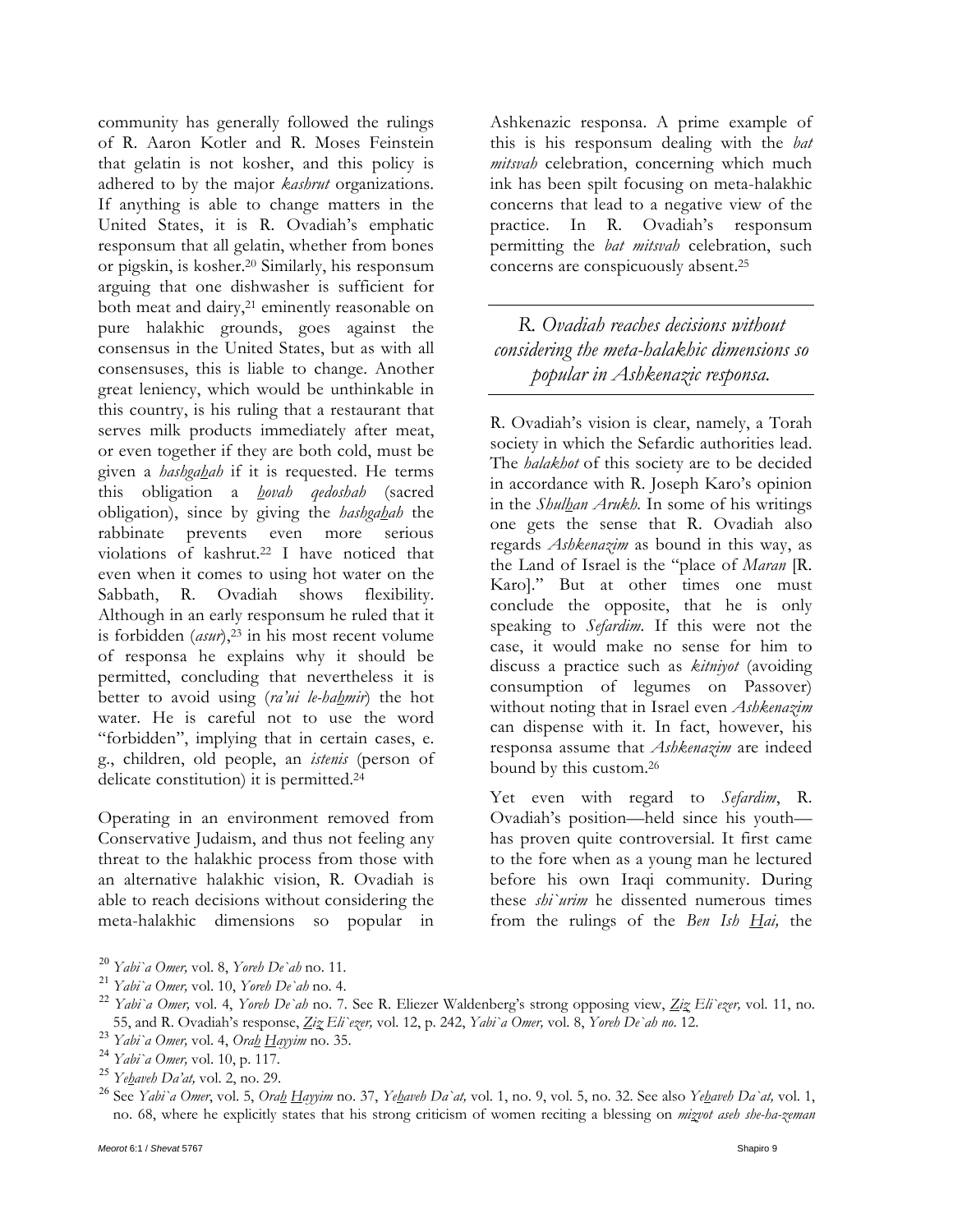community has generally followed the rulings of R. Aaron Kotler and R. Moses Feinstein that gelatin is not kosher, and this policy is adhered to by the major *kashrut* organizations. If anything is able to change matters in the United States, it is R. Ovadiah's emphatic responsum that all gelatin, whether from bones or pigskin, is kosher.[20] Similarly, his responsum arguing that one dishwasher is sufficient for both meat and dairy,[21] eminently reasonable on pure halakhic grounds, goes against the consensus in the United States, but as with all consensuses, this is liable to change. Another great leniency, which would be unthinkable in this country, is his ruling that a restaurant that serves milk products immediately after meat, or even together if they are both cold, must be given a *hashgaḥah* if it is requested. He terms this obligation a *ḥovah qedoshah* (sacred obligation), since by giving the *hashgaḥah* the rabbinate prevents even more serious violations of kashrut.[22] I have noticed that even when it comes to using hot water on the Sabbath, R. Ovadiah shows flexibility. Although in an early responsum he ruled that it is forbidden (*asur*),[23] in his most recent volume of responsa he explains why it should be permitted, concluding that nevertheless it is better to avoid using (*ra'ui le-haḥmir*) the hot water. He is careful not to use the word "forbidden", implying that in certain cases, e. g., children, old people, an *istenis* (person of delicate constitution) it is permitted.[24]

Operating in an environment removed from Conservative Judaism, and thus not feeling any threat to the halakhic process from those with an alternative halakhic vision, R. Ovadiah is able to reach decisions without considering the meta-halakhic dimensions so popular in Ashkenazic responsa. A prime example of this is his responsum dealing with the *bat mitsvah* celebration, concerning which much ink has been spilt focusing on meta-halakhic concerns that lead to a negative view of the practice. In R. Ovadiah's responsum permitting the *bat mitsvah* celebration, such concerns are conspicuously absent.[25]

> *R. Ovadiah reaches decisions without considering the meta-halakhic dimensions so popular in Ashkenazic responsa.*

R. Ovadiah's vision is clear, namely, a Torah society in which the Sefardic authorities lead. The *halakhot* of this society are to be decided in accordance with R. Joseph Karo's opinion in the *Shulḥan Arukh*. In some of his writings one gets the sense that R. Ovadiah also regards *Ashkenazim* as bound in this way, as the Land of Israel is the "place of *Maran* [R. Karo]." But at other times one must conclude the opposite, that he is only speaking to *Sefardim*. If this were not the case, it would make no sense for him to discuss a practice such as *kitniyot* (avoiding consumption of legumes on Passover) without noting that in Israel even *Ashkenazim* can dispense with it. In fact, however, his responsa assume that *Ashkenazim* are indeed bound by this custom.[26]

Yet even with regard to *Sefardim*, R. Ovadiah's position—held since his youth—has proven quite controversial. It first came to the fore when as a young man he lectured before his own Iraqi community. During these *shi`urim* he dissented numerous times from the rulings of the *Ben Ish Ḥai,* the

---

[20] *Yabi`a Omer,* vol. 8, *Yoreh De`ah* no. 11.

[21] *Yabi`a Omer,* vol. 10, *Yoreh De`ah* no. 4.

[22] *Yabi`a Omer,* vol. 4, *Yoreh De`ah* no. 7. See R. Eliezer Waldenberg's strong opposing view, *Ziz Eli`ezer,* vol. 11, no. 55, and R. Ovadiah's response, *Ziz Eli`ezer,* vol. 12, p. 242, *Yabi`a Omer,* vol. 8, *Yoreh De`ah no*. 12.

[23] *Yabi`a Omer,* vol. 4, *Oraḥ Ḥayyim* no. 35.

[24] *Yabi`a Omer,* vol. 10, p. 117.

[25] *Yeḥaveh Da'at,* vol. 2, no. 29.

[26] See *Yabi`a Omer*, vol. 5, *Oraḥ Ḥayyim* no. 37, *Yeḥaveh Da`at,* vol. 1, no. 9, vol. 5, no. 32. See also *Yeḥaveh Da`at,* vol. 1, no. 68, where he explicitly states that his strong criticism of women reciting a blessing on *mizvot aseh she-ha-zeman*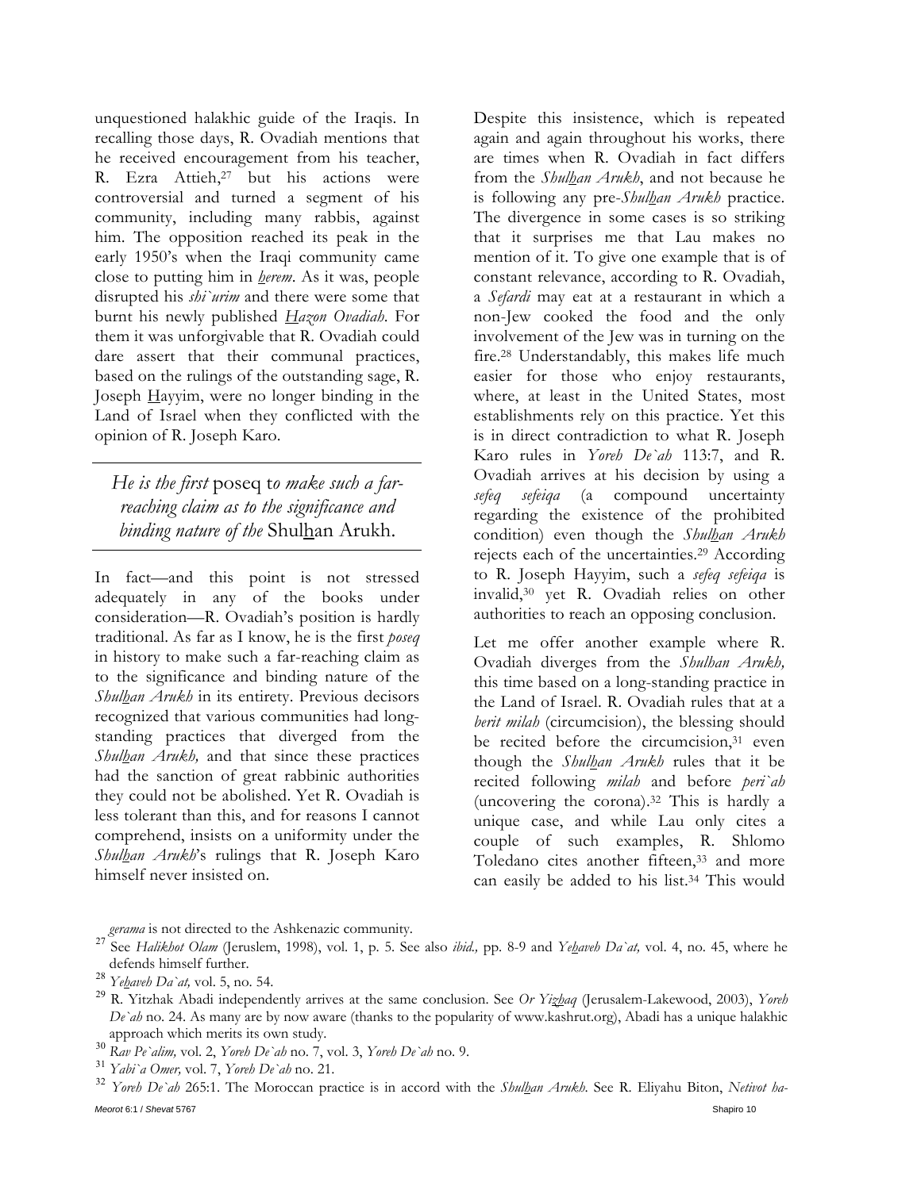unquestioned halakhic guide of the Iraqis. In recalling those days, R. Ovadiah mentions that he received encouragement from his teacher, R. Ezra Attieh,[27] but his actions were controversial and turned a segment of his community, including many rabbis, against him. The opposition reached its peak in the early 1950's when the Iraqi community came close to putting him in *herem*. As it was, people disrupted his *shi`urim* and there were some that burnt his newly published *Hazon Ovadiah*. For them it was unforgivable that R. Ovadiah could dare assert that their communal practices, based on the rulings of the outstanding sage, R. Joseph Hayyim, were no longer binding in the Land of Israel when they conflicted with the opinion of R. Joseph Karo.

> *He is the first* poseq t*o make such a far-reaching claim as to the significance and binding nature of the* Shulhan Arukh.

In fact—and this point is not stressed adequately in any of the books under consideration—R. Ovadiah's position is hardly traditional. As far as I know, he is the first *poseq* in history to make such a far-reaching claim as to the significance and binding nature of the *Shulhan Arukh* in its entirety. Previous decisors recognized that various communities had long-standing practices that diverged from the *Shulhan Arukh,* and that since these practices had the sanction of great rabbinic authorities they could not be abolished. Yet R. Ovadiah is less tolerant than this, and for reasons I cannot comprehend, insists on a uniformity under the *Shulhan Arukh*'s rulings that R. Joseph Karo himself never insisted on.

Despite this insistence, which is repeated again and again throughout his works, there are times when R. Ovadiah in fact differs from the *Shulhan Arukh*, and not because he is following any pre-*Shulhan Arukh* practice. The divergence in some cases is so striking that it surprises me that Lau makes no mention of it. To give one example that is of constant relevance, according to R. Ovadiah, a *Sefardi* may eat at a restaurant in which a non-Jew cooked the food and the only involvement of the Jew was in turning on the fire.[28] Understandably, this makes life much easier for those who enjoy restaurants, where, at least in the United States, most establishments rely on this practice. Yet this is in direct contradiction to what R. Joseph Karo rules in *Yoreh De`ah* 113:7, and R. Ovadiah arrives at his decision by using a *sefeq sefeiqa* (a compound uncertainty regarding the existence of the prohibited condition) even though the *Shulhan Arukh* rejects each of the uncertainties.[29] According to R. Joseph Hayyim, such a *sefeq sefeiqa* is invalid,[30] yet R. Ovadiah relies on other authorities to reach an opposing conclusion.

Let me offer another example where R. Ovadiah diverges from the *Shulhan Arukh,* this time based on a long-standing practice in the Land of Israel. R. Ovadiah rules that at a *berit milah* (circumcision), the blessing should be recited before the circumcision,[31] even though the *Shulhan Arukh* rules that it be recited following *milah* and before *peri`ah* (uncovering the corona).[32] This is hardly a unique case, and while Lau only cites a couple of such examples, R. Shlomo Toledano cites another fifteen,[33] and more can easily be added to his list.[34] This would

---

*gerama* is not directed to the Ashkenazic community.

[27] See *Halikhot Olam* (Jeruslem, 1998), vol. 1, p. 5. See also *ibid.,* pp. 8-9 and *Yehaveh Da`at,* vol. 4, no. 45, where he defends himself further.

[28] *Yehaveh Da`at,* vol. 5, no. 54.

[29] R. Yitzhak Abadi independently arrives at the same conclusion. See *Or Yizhaq* (Jerusalem-Lakewood, 2003), *Yoreh De`ah* no. 24. As many are by now aware (thanks to the popularity of www.kashrut.org), Abadi has a unique halakhic approach which merits its own study.

[30] *Rav Pe`alim,* vol. 2, *Yoreh De`ah* no. 7, vol. 3, *Yoreh De`ah* no. 9.

[31] *Yabi`a Omer,* vol. 7, *Yoreh De`ah* no. 21.

[32] *Yoreh De`ah* 265:1. The Moroccan practice is in accord with the *Shulhan Arukh*. See R. Eliyahu Biton, *Netivot ha-*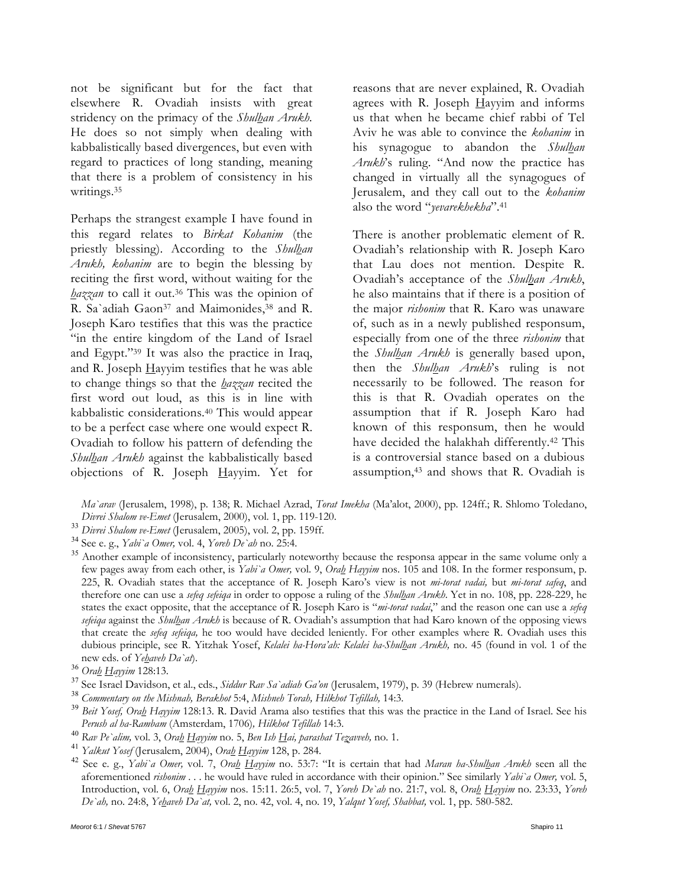not be significant but for the fact that elsewhere R. Ovadiah insists with great stridency on the primacy of the *Shulhan Arukh*. He does so not simply when dealing with kabbalistically based divergences, but even with regard to practices of long standing, meaning that there is a problem of consistency in his writings.[35]

Perhaps the strangest example I have found in this regard relates to *Birkat Kohanim* (the priestly blessing). According to the *Shulhan Arukh, kohanim* are to begin the blessing by reciting the first word, without waiting for the *hazzan* to call it out.[36] This was the opinion of R. Sa`adiah Gaon[37] and Maimonides,[38] and R. Joseph Karo testifies that this was the practice "in the entire kingdom of the Land of Israel and Egypt."[39] It was also the practice in Iraq, and R. Joseph Hayyim testifies that he was able to change things so that the *hazzan* recited the first word out loud, as this is in line with kabbalistic considerations.[40] This would appear to be a perfect case where one would expect R. Ovadiah to follow his pattern of defending the *Shulhan Arukh* against the kabbalistically based objections of R. Joseph Hayyim. Yet for reasons that are never explained, R. Ovadiah agrees with R. Joseph Hayyim and informs us that when he became chief rabbi of Tel Aviv he was able to convince the *kohanim* in his synagogue to abandon the *Shulhan Arukh*'s ruling. "And now the practice has changed in virtually all the synagogues of Jerusalem, and they call out to the *kohanim* also the word "*yevarekhekha*".[41]

There is another problematic element of R. Ovadiah's relationship with R. Joseph Karo that Lau does not mention. Despite R. Ovadiah's acceptance of the *Shulhan Arukh*, he also maintains that if there is a position of the major *rishonim* that R. Karo was unaware of, such as in a newly published responsum, especially from one of the three *rishonim* that the *Shulhan Arukh* is generally based upon, then the *Shulhan Arukh*'s ruling is not necessarily to be followed. The reason for this is that R. Ovadiah operates on the assumption that if R. Joseph Karo had known of this responsum, then he would have decided the halakhah differently.[42] This is a controversial stance based on a dubious assumption,[43] and shows that R. Ovadiah is

*Ma`arav* (Jerusalem, 1998), p. 138; R. Michael Azrad, *Torat Imekha* (Ma'alot, 2000), pp. 124ff.; R. Shlomo Toledano, *Divrei Shalom ve-Emet* (Jerusalem, 2000), vol. 1, pp. 119-120.

[33] *Divrei Shalom ve-Emet* (Jerusalem, 2005), vol. 2, pp. 159ff.

[34] See e. g., *Yabi`a Omer,* vol. 4, *Yoreh De`ah* no. 25:4.

[35] Another example of inconsistency, particularly noteworthy because the responsa appear in the same volume only a few pages away from each other, is *Yabi`a Omer,* vol. 9, *Orah Hayyim* nos. 105 and 108. In the former responsum, p. 225, R. Ovadiah states that the acceptance of R. Joseph Karo's view is not *mi-torat vadai,* but *mi-torat safeq*, and therefore one can use a *sefeq sefeiqa* in order to oppose a ruling of the *Shulhan Arukh*. Yet in no. 108, pp. 228-229, he states the exact opposite, that the acceptance of R. Joseph Karo is "*mi-torat vadai*," and the reason one can use a *sefeq sefeiqa* against the *Shulhan Arukh* is because of R. Ovadiah's assumption that had Karo known of the opposing views that create the *sefeq sefeiqa,* he too would have decided leniently. For other examples where R. Ovadiah uses this dubious principle, see R. Yitzhak Yosef, *Kelalei ha-Hora'ah: Kelalei ha-Shulhan Arukh,* no. 45 (found in vol. 1 of the new eds. of *Yehaveh Da`at*).

[36] *Orah Hayyim* 128:13.

[37] See Israel Davidson, et al., eds., *Siddur Rav Sa`adiah Ga'on* (Jerusalem, 1979), p. 39 (Hebrew numerals).

[38] *Commentary on the Mishnah, Berakhot* 5:4, *Mishneh Torah, Hilkhot Tefillah,* 14:3.

[39] *Beit Yosef, Orah Hayyim* 128:13. R. David Arama also testifies that this was the practice in the Land of Israel. See his *Perush al ha-Rambam* (Amsterdam, 1706)*, Hilkhot Tefillah* 14:3.

[40] *Rav Pe`alim,* vol. 3, *Orah Hayyim* no. 5, *Ben Ish Hai, parashat Tezavveh,* no. 1.

[41] *Yalkut Yosef* (Jerusalem, 2004), *Orah Hayyim* 128, p. 284.

[42] See e. g., *Yabi`a Omer,* vol. 7, *Orah Hayyim* no. 53:7: "It is certain that had *Maran ha-Shulhan Arukh* seen all the aforementioned *rishonim* . . . he would have ruled in accordance with their opinion." See similarly *Yabi`a Omer,* vol. 5, Introduction, vol. 6, *Orah Hayyim* nos. 15:11. 26:5, vol. 7, *Yoreh De`ah* no. 21:7, vol. 8, *Orah Hayyim* no. 23:33, *Yoreh De`ah,* no. 24:8, *Yehaveh Da`at,* vol. 2, no. 42, vol. 4, no. 19, *Yalqut Yosef, Shabbat,* vol. 1, pp. 580-582.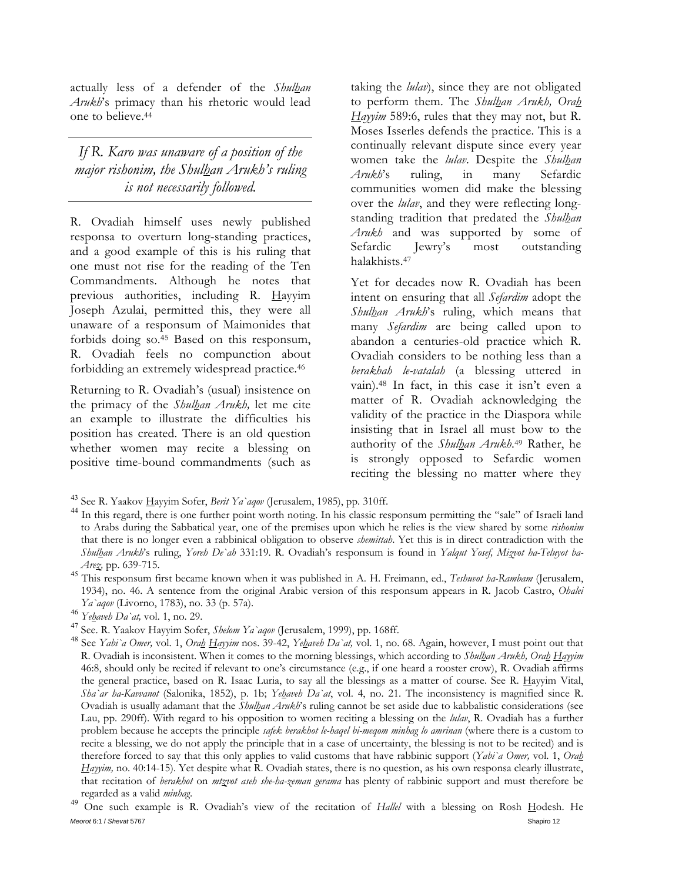actually less of a defender of the *Shulhan Arukh*'s primacy than his rhetoric would lead one to believe.[44]

> *If R. Karo was unaware of a position of the major rishonim, the Shulhan Arukh's ruling is not necessarily followed.*

R. Ovadiah himself uses newly published responsa to overturn long-standing practices, and a good example of this is his ruling that one must not rise for the reading of the Ten Commandments. Although he notes that previous authorities, including R. Hayyim Joseph Azulai, permitted this, they were all unaware of a responsum of Maimonides that forbids doing so.[45] Based on this responsum, R. Ovadiah feels no compunction about forbidding an extremely widespread practice.[46]

Returning to R. Ovadiah's (usual) insistence on the primacy of the *Shulhan Arukh,* let me cite an example to illustrate the difficulties his position has created. There is an old question whether women may recite a blessing on positive time-bound commandments (such as taking the *lulav*), since they are not obligated to perform them. The *Shulhan Arukh, Orah Hayyim* 589:6, rules that they may not, but R. Moses Isserles defends the practice. This is a continually relevant dispute since every year women take the *lulav*. Despite the *Shulhan Arukh*'s ruling, in many Sefardic communities women did make the blessing over the *lulav*, and they were reflecting long-standing tradition that predated the *Shulhan Arukh* and was supported by some of Sefardic Jewry's most outstanding halakhists.[47]

Yet for decades now R. Ovadiah has been intent on ensuring that all *Sefardim* adopt the *Shulhan Arukh*'s ruling, which means that many *Sefardim* are being called upon to abandon a centuries-old practice which R. Ovadiah considers to be nothing less than a *berakhah le-vatalah* (a blessing uttered in vain).[48] In fact, in this case it isn't even a matter of R. Ovadiah acknowledging the validity of the practice in the Diaspora while insisting that in Israel all must bow to the authority of the *Shulhan Arukh*.[49] Rather, he is strongly opposed to Sefardic women reciting the blessing no matter where they

---

[43] See R. Yaakov Hayyim Sofer, *Berit Ya`aqov* (Jerusalem, 1985), pp. 310ff.

[44] In this regard, there is one further point worth noting. In his classic responsum permitting the "sale" of Israeli land to Arabs during the Sabbatical year, one of the premises upon which he relies is the view shared by some *rishonim* that there is no longer even a rabbinical obligation to observe *shemittah*. Yet this is in direct contradiction with the *Shulhan Arukh*'s ruling, *Yoreh De`ah* 331:19. R. Ovadiah's responsum is found in *Yalqut Yosef, Mizvot ha-Teluyot ba-Arez,* pp. 639-715.

[45] This responsum first became known when it was published in A. H. Freimann, ed., *Teshuvot ha-Rambam* (Jerusalem, 1934), no. 46. A sentence from the original Arabic version of this responsum appears in R. Jacob Castro, *Ohalei Ya`aqov* (Livorno, 1783), no. 33 (p. 57a).

[46] *Yehaveh Da`at,* vol. 1, no. 29.

[47] See. R. Yaakov Hayyim Sofer, *Shelom Ya`aqov* (Jerusalem, 1999), pp. 168ff.

[48] See *Yabi`a Omer,* vol. 1, *Orah Hayyim* nos. 39-42, *Yehaveh Da`at,* vol. 1, no. 68. Again, however, I must point out that R. Ovadiah is inconsistent. When it comes to the morning blessings, which according to *Shulhan Arukh, Orah Hayyim* 46:8, should only be recited if relevant to one's circumstance (e.g., if one heard a rooster crow), R. Ovadiah affirms the general practice, based on R. Isaac Luria, to say all the blessings as a matter of course. See R. Hayyim Vital, *Sha`ar ha-Kavvanot* (Salonika, 1852), p. 1b; *Yehaveh Da`at*, vol. 4, no. 21. The inconsistency is magnified since R. Ovadiah is usually adamant that the *Shulhan Arukh*'s ruling cannot be set aside due to kabbalistic considerations (see Lau, pp. 290ff). With regard to his opposition to women reciting a blessing on the *lulav*, R. Ovadiah has a further problem because he accepts the principle *safek berakhot le-haqel bi-meqom minhag lo amrinan* (where there is a custom to recite a blessing, we do not apply the principle that in a case of uncertainty, the blessing is not to be recited) and is therefore forced to say that this only applies to valid customs that have rabbinic support (*Yabi`a Omer,* vol. 1, *Orah Hayyim,* no. 40:14-15). Yet despite what R. Ovadiah states, there is no question, as his own responsa clearly illustrate, that recitation of *berakhot* on *mtzvot aseh she-ha-zeman gerama* has plenty of rabbinic support and must therefore be regarded as a valid *minhag*.

[49] One such example is R. Ovadiah's view of the recitation of *Hallel* with a blessing on Rosh Hodesh. He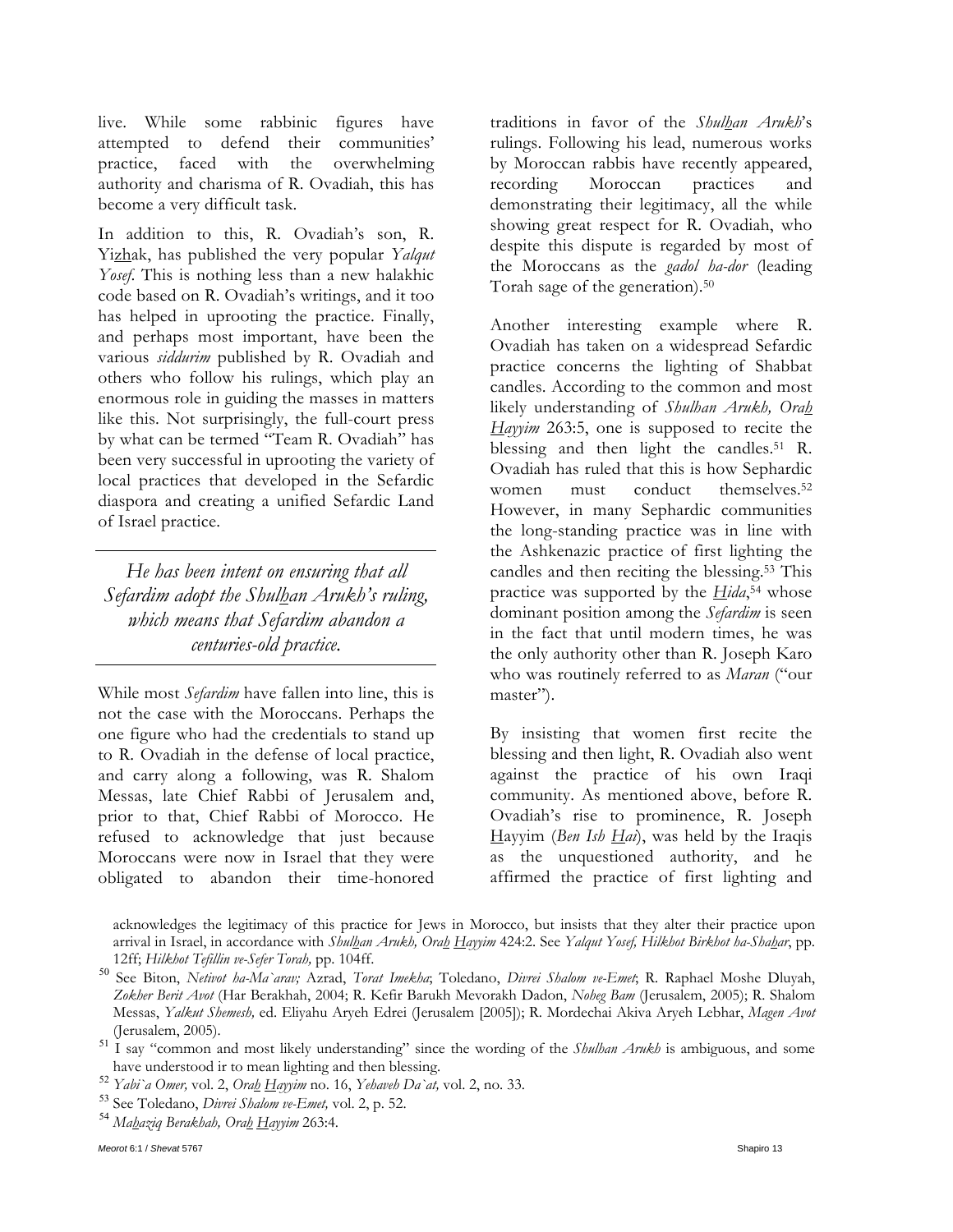live. While some rabbinic figures have attempted to defend their communities' practice, faced with the overwhelming authority and charisma of R. Ovadiah, this has become a very difficult task.

In addition to this, R. Ovadiah's son, R. Yiz<u>h</u>ak, has published the very popular *Yalqut Yosef*. This is nothing less than a new halakhic code based on R. Ovadiah's writings, and it too has helped in uprooting the practice. Finally, and perhaps most important, have been the various *siddurim* published by R. Ovadiah and others who follow his rulings, which play an enormous role in guiding the masses in matters like this. Not surprisingly, the full-court press by what can be termed "Team R. Ovadiah" has been very successful in uprooting the variety of local practices that developed in the Sefardic diaspora and creating a unified Sefardic Land of Israel practice.

> *He has been intent on ensuring that all Sefardim adopt the Shul<u>h</u>an Arukh's ruling, which means that Sefardim abandon a centuries-old practice.*

While most *Sefardim* have fallen into line, this is not the case with the Moroccans. Perhaps the one figure who had the credentials to stand up to R. Ovadiah in the defense of local practice, and carry along a following, was R. Shalom Messas, late Chief Rabbi of Jerusalem and, prior to that, Chief Rabbi of Morocco. He refused to acknowledge that just because Moroccans were now in Israel that they were obligated to abandon their time-honored traditions in favor of the *Shul<u>h</u>an Arukh*'s rulings. Following his lead, numerous works by Moroccan rabbis have recently appeared, recording Moroccan practices and demonstrating their legitimacy, all the while showing great respect for R. Ovadiah, who despite this dispute is regarded by most of the Moroccans as the *gadol ha-dor* (leading Torah sage of the generation).[50]

Another interesting example where R. Ovadiah has taken on a widespread Sefardic practice concerns the lighting of Shabbat candles. According to the common and most likely understanding of *Shulhan Arukh, Ora<u>h</u> <u>H</u>ayyim* 263:5, one is supposed to recite the blessing and then light the candles.[51] R. Ovadiah has ruled that this is how Sephardic women must conduct themselves.[52] However, in many Sephardic communities the long-standing practice was in line with the Ashkenazic practice of first lighting the candles and then reciting the blessing.[53] This practice was supported by the *<u>H</u>ida*,[54] whose dominant position among the *Sefardim* is seen in the fact that until modern times, he was the only authority other than R. Joseph Karo who was routinely referred to as *Maran* ("our master").

By insisting that women first recite the blessing and then light, R. Ovadiah also went against the practice of his own Iraqi community. As mentioned above, before R. Ovadiah's rise to prominence, R. Joseph <u>H</u>ayyim (*Ben Ish <u>H</u>ai*), was held by the Iraqis as the unquestioned authority, and he affirmed the practice of first lighting and

---

acknowledges the legitimacy of this practice for Jews in Morocco, but insists that they alter their practice upon arrival in Israel, in accordance with *Shul<u>h</u>an Arukh, Ora<u>h</u> <u>H</u>ayyim* 424:2. See *Yalqut Yosef, Hilkhot Birkhot ha-Sha<u>h</u>ar*, pp. 12ff; *Hilkhot Tefillin ve-Sefer Torah,* pp. 104ff.

[50] See Biton, *Netivot ha-Ma`arav;* Azrad, *Torat Imekha*; Toledano, *Divrei Shalom ve-Emet*; R. Raphael Moshe Dluyah, *Zokher Berit Avot* (Har Berakhah, 2004; R. Kefir Barukh Mevorakh Dadon, *Noheg Bam* (Jerusalem, 2005); R. Shalom Messas, *Yalkut Shemesh,* ed. Eliyahu Aryeh Edrei (Jerusalem [2005]); R. Mordechai Akiva Aryeh Lebhar, *Magen Avot* (Jerusalem, 2005).

[51] I say "common and most likely understanding" since the wording of the *Shulhan Arukh* is ambiguous, and some have understood ir to mean lighting and then blessing.

[52] *Yabi`a Omer,* vol. 2, *Ora<u>h</u> <u>H</u>ayyim* no. 16, *Yehaveh Da`at,* vol. 2, no. 33.

[53] See Toledano, *Divrei Shalom ve-Emet,* vol. 2, p. 52.

[54] *Ma<u>h</u>aziq Berakhah, Ora<u>h</u> <u>H</u>ayyim* 263:4.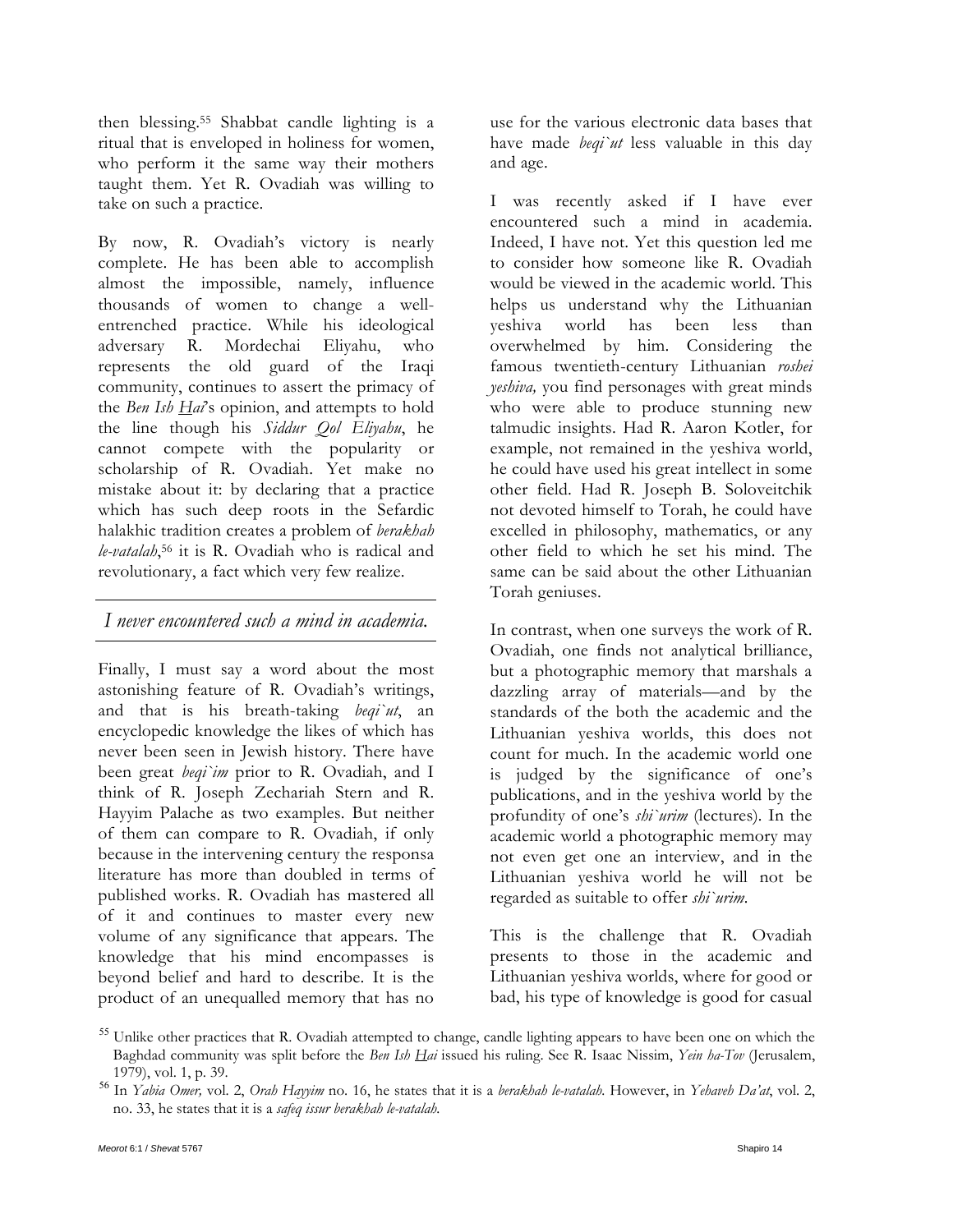then blessing.[55] Shabbat candle lighting is a ritual that is enveloped in holiness for women, who perform it the same way their mothers taught them. Yet R. Ovadiah was willing to take on such a practice.

By now, R. Ovadiah's victory is nearly complete. He has been able to accomplish almost the impossible, namely, influence thousands of women to change a well-entrenched practice. While his ideological adversary R. Mordechai Eliyahu, who represents the old guard of the Iraqi community, continues to assert the primacy of the *Ben Ish Hai*'s opinion, and attempts to hold the line though his *Siddur Qol Eliyahu*, he cannot compete with the popularity or scholarship of R. Ovadiah. Yet make no mistake about it: by declaring that a practice which has such deep roots in the Sefardic halakhic tradition creates a problem of *berakhah le-vatalah*,[56] it is R. Ovadiah who is radical and revolutionary, a fact which very few realize.

*I never encountered such a mind in academia.*

Finally, I must say a word about the most astonishing feature of R. Ovadiah's writings, and that is his breath-taking *beqi`ut*, an encyclopedic knowledge the likes of which has never been seen in Jewish history. There have been great *beqi`im* prior to R. Ovadiah, and I think of R. Joseph Zechariah Stern and R. Hayyim Palache as two examples. But neither of them can compare to R. Ovadiah, if only because in the intervening century the responsa literature has more than doubled in terms of published works. R. Ovadiah has mastered all of it and continues to master every new volume of any significance that appears. The knowledge that his mind encompasses is beyond belief and hard to describe. It is the product of an unequalled memory that has no use for the various electronic data bases that have made *beqi`ut* less valuable in this day and age.

I was recently asked if I have ever encountered such a mind in academia. Indeed, I have not. Yet this question led me to consider how someone like R. Ovadiah would be viewed in the academic world. This helps us understand why the Lithuanian yeshiva world has been less than overwhelmed by him. Considering the famous twentieth-century Lithuanian *roshei yeshiva,* you find personages with great minds who were able to produce stunning new talmudic insights. Had R. Aaron Kotler, for example, not remained in the yeshiva world, he could have used his great intellect in some other field. Had R. Joseph B. Soloveitchik not devoted himself to Torah, he could have excelled in philosophy, mathematics, or any other field to which he set his mind. The same can be said about the other Lithuanian Torah geniuses.

In contrast, when one surveys the work of R. Ovadiah, one finds not analytical brilliance, but a photographic memory that marshals a dazzling array of materials—and by the standards of the both the academic and the Lithuanian yeshiva worlds, this does not count for much. In the academic world one is judged by the significance of one's publications, and in the yeshiva world by the profundity of one's *shi`urim* (lectures). In the academic world a photographic memory may not even get one an interview, and in the Lithuanian yeshiva world he will not be regarded as suitable to offer *shi`urim*.

This is the challenge that R. Ovadiah presents to those in the academic and Lithuanian yeshiva worlds, where for good or bad, his type of knowledge is good for casual

---

[55] Unlike other practices that R. Ovadiah attempted to change, candle lighting appears to have been one on which the Baghdad community was split before the *Ben Ish Hai* issued his ruling. See R. Isaac Nissim, *Yein ha-Tov* (Jerusalem, 1979), vol. 1, p. 39.

[56] In *Yabia Omer,* vol. 2, *Orah Hayyim* no. 16, he states that it is a *berakhah le-vatalah*. However, in *Yehaveh Da'at*, vol. 2, no. 33, he states that it is a *safeq issur berakhah le-vatalah*.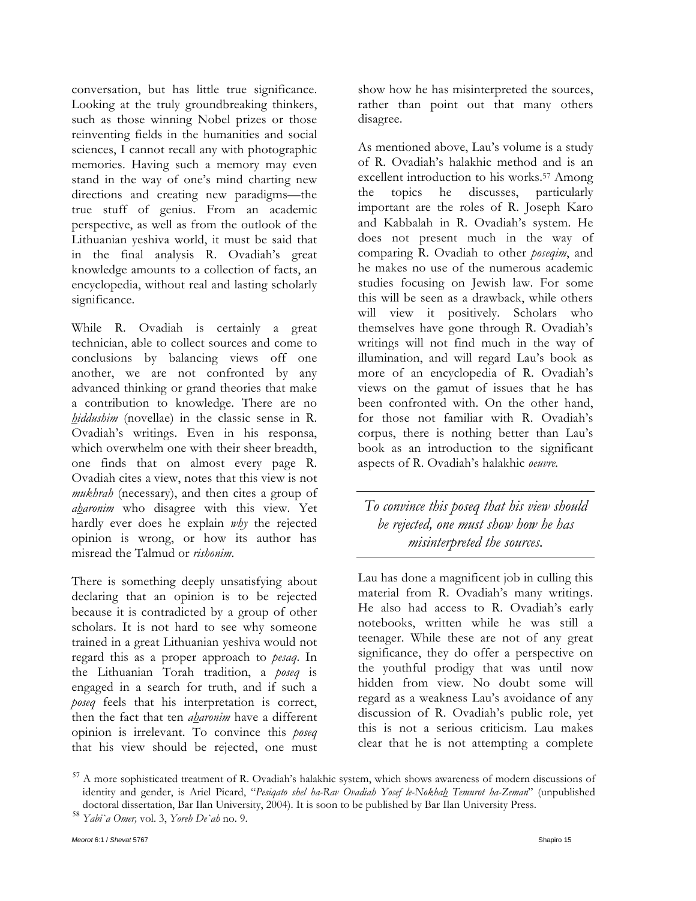conversation, but has little true significance. Looking at the truly groundbreaking thinkers, such as those winning Nobel prizes or those reinventing fields in the humanities and social sciences, I cannot recall any with photographic memories. Having such a memory may even stand in the way of one's mind charting new directions and creating new paradigms—the true stuff of genius. From an academic perspective, as well as from the outlook of the Lithuanian yeshiva world, it must be said that in the final analysis R. Ovadiah's great knowledge amounts to a collection of facts, an encyclopedia, without real and lasting scholarly significance.

While R. Ovadiah is certainly a great technician, able to collect sources and come to conclusions by balancing views off one another, we are not confronted by any advanced thinking or grand theories that make a contribution to knowledge. There are no *hiddushim* (novellae) in the classic sense in R. Ovadiah's writings. Even in his responsa, which overwhelm one with their sheer breadth, one finds that on almost every page R. Ovadiah cites a view, notes that this view is not *mukhrah* (necessary), and then cites a group of *aharonim* who disagree with this view. Yet hardly ever does he explain *why* the rejected opinion is wrong, or how its author has misread the Talmud or *rishonim*.

There is something deeply unsatisfying about declaring that an opinion is to be rejected because it is contradicted by a group of other scholars. It is not hard to see why someone trained in a great Lithuanian yeshiva would not regard this as a proper approach to *pesaq*. In the Lithuanian Torah tradition, a *poseq* is engaged in a search for truth, and if such a *poseq* feels that his interpretation is correct, then the fact that ten *aharonim* have a different opinion is irrelevant. To convince this *poseq* that his view should be rejected, one must show how he has misinterpreted the sources, rather than point out that many others disagree.

As mentioned above, Lau's volume is a study of R. Ovadiah's halakhic method and is an excellent introduction to his works.[57] Among the topics he discusses, particularly important are the roles of R. Joseph Karo and Kabbalah in R. Ovadiah's system. He does not present much in the way of comparing R. Ovadiah to other *poseqim*, and he makes no use of the numerous academic studies focusing on Jewish law. For some this will be seen as a drawback, while others will view it positively. Scholars who themselves have gone through R. Ovadiah's writings will not find much in the way of illumination, and will regard Lau's book as more of an encyclopedia of R. Ovadiah's views on the gamut of issues that he has been confronted with. On the other hand, for those not familiar with R. Ovadiah's corpus, there is nothing better than Lau's book as an introduction to the significant aspects of R. Ovadiah's halakhic *oeuvre*.

*To convince this poseq that his view should be rejected, one must show how he has misinterpreted the sources.*

Lau has done a magnificent job in culling this material from R. Ovadiah's many writings. He also had access to R. Ovadiah's early notebooks, written while he was still a teenager. While these are not of any great significance, they do offer a perspective on the youthful prodigy that was until now hidden from view. No doubt some will regard as a weakness Lau's avoidance of any discussion of R. Ovadiah's public role, yet this is not a serious criticism. Lau makes clear that he is not attempting a complete

---

[57] A more sophisticated treatment of R. Ovadiah's halakhic system, which shows awareness of modern discussions of identity and gender, is Ariel Picard, "*Pesiqato shel ha-Rav Ovadiah Yosef le-Nokhah Temurot ha-Zeman*" (unpublished doctoral dissertation, Bar Ilan University, 2004). It is soon to be published by Bar Ilan University Press.

[58] *Yabi`a Omer,* vol. 3, *Yoreh De`ah* no. 9.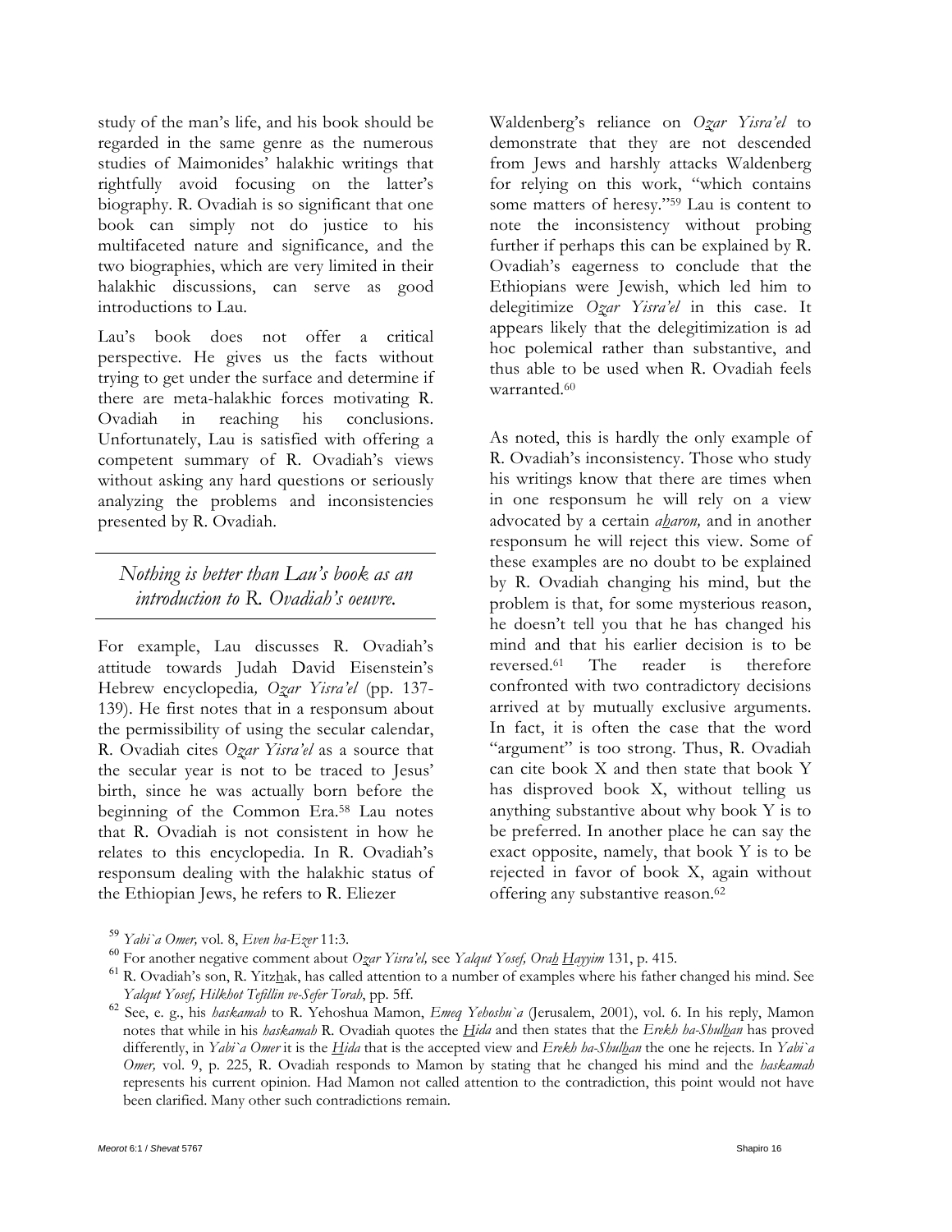study of the man's life, and his book should be regarded in the same genre as the numerous studies of Maimonides' halakhic writings that rightfully avoid focusing on the latter's biography. R. Ovadiah is so significant that one book can simply not do justice to his multifaceted nature and significance, and the two biographies, which are very limited in their halakhic discussions, can serve as good introductions to Lau.

Lau's book does not offer a critical perspective. He gives us the facts without trying to get under the surface and determine if there are meta-halakhic forces motivating R. Ovadiah in reaching his conclusions. Unfortunately, Lau is satisfied with offering a competent summary of R. Ovadiah's views without asking any hard questions or seriously analyzing the problems and inconsistencies presented by R. Ovadiah.

> *Nothing is better than Lau's book as an introduction to R. Ovadiah's oeuvre.*

For example, Lau discusses R. Ovadiah's attitude towards Judah David Eisenstein's Hebrew encyclopedia*, Ozar Yisra'el* (pp. 137-139). He first notes that in a responsum about the permissibility of using the secular calendar, R. Ovadiah cites *Ozar Yisra'el* as a source that the secular year is not to be traced to Jesus' birth, since he was actually born before the beginning of the Common Era.[58] Lau notes that R. Ovadiah is not consistent in how he relates to this encyclopedia. In R. Ovadiah's responsum dealing with the halakhic status of the Ethiopian Jews, he refers to R. Eliezer Waldenberg's reliance on *Ozar Yisra'el* to demonstrate that they are not descended from Jews and harshly attacks Waldenberg for relying on this work, "which contains some matters of heresy."[59] Lau is content to note the inconsistency without probing further if perhaps this can be explained by R. Ovadiah's eagerness to conclude that the Ethiopians were Jewish, which led him to delegitimize *Ozar Yisra'el* in this case. It appears likely that the delegitimization is ad hoc polemical rather than substantive, and thus able to be used when R. Ovadiah feels warranted.[60]

As noted, this is hardly the only example of R. Ovadiah's inconsistency. Those who study his writings know that there are times when in one responsum he will rely on a view advocated by a certain *aharon,* and in another responsum he will reject this view. Some of these examples are no doubt to be explained by R. Ovadiah changing his mind, but the problem is that, for some mysterious reason, he doesn't tell you that he has changed his mind and that his earlier decision is to be reversed.[61] The reader is therefore confronted with two contradictory decisions arrived at by mutually exclusive arguments. In fact, it is often the case that the word "argument" is too strong. Thus, R. Ovadiah can cite book X and then state that book Y has disproved book X, without telling us anything substantive about why book Y is to be preferred. In another place he can say the exact opposite, namely, that book Y is to be rejected in favor of book X, again without offering any substantive reason.[62]

---

[59] *Yabi`a Omer,* vol. 8, *Even ha-Ezer* 11:3.

[60] For another negative comment about *Ozar Yisra'el,* see *Yalqut Yosef, Orah Hayyim* 131, p. 415.

[61] R. Ovadiah's son, R. Yitzhak, has called attention to a number of examples where his father changed his mind. See *Yalqut Yosef, Hilkhot Tefillin ve-Sefer Torah*, pp. 5ff.

[62] See, e. g., his *haskamah* to R. Yehoshua Mamon, *Emeq Yehoshu`a* (Jerusalem, 2001), vol. 6. In his reply, Mamon notes that while in his *haskamah* R. Ovadiah quotes the *Hida* and then states that the *Erekh ha-Shulhan* has proved differently, in *Yabi`a Omer* it is the *Hida* that is the accepted view and *Erekh ha-Shulhan* the one he rejects. In *Yabi`a Omer,* vol. 9, p. 225, R. Ovadiah responds to Mamon by stating that he changed his mind and the *haskamah* represents his current opinion. Had Mamon not called attention to the contradiction, this point would not have been clarified. Many other such contradictions remain.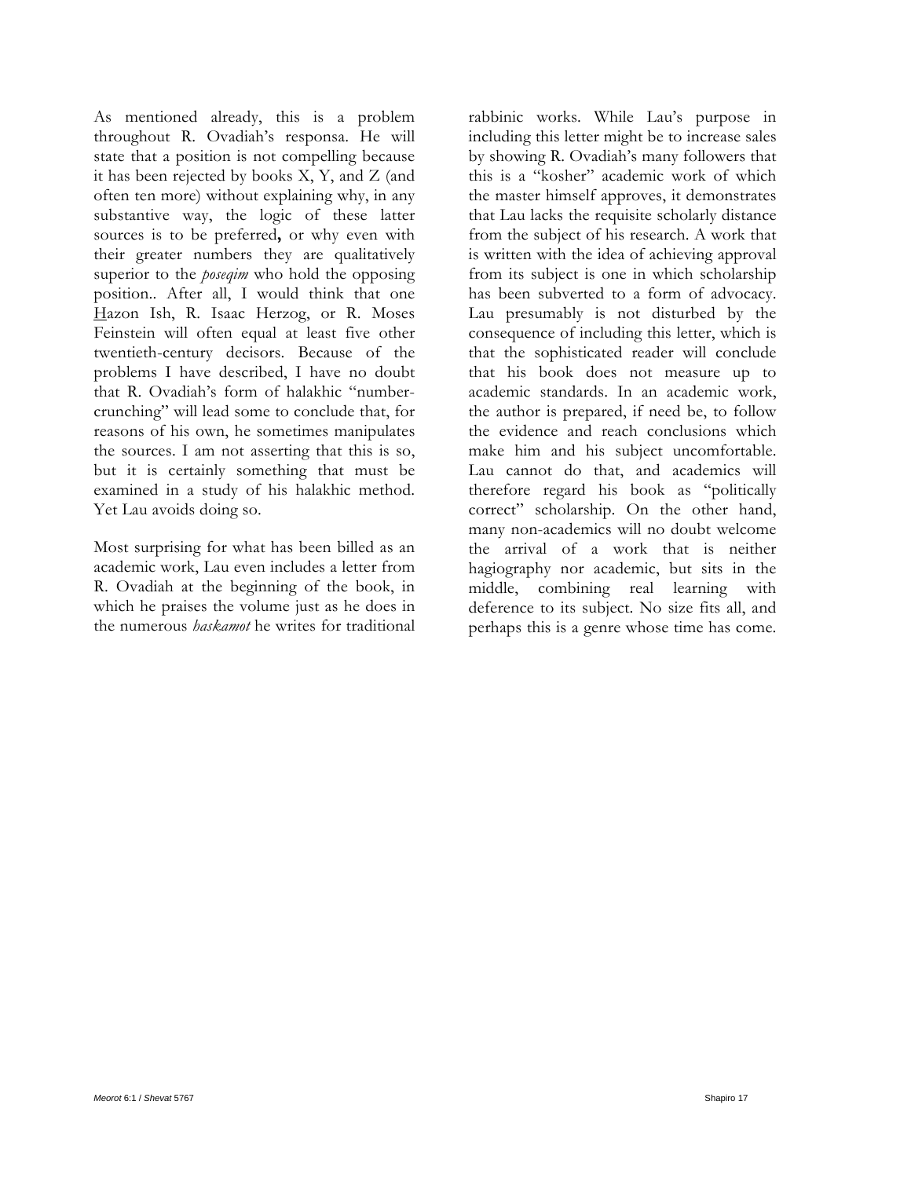As mentioned already, this is a problem throughout R. Ovadiah's responsa. He will state that a position is not compelling because it has been rejected by books X, Y, and Z (and often ten more) without explaining why, in any substantive way, the logic of these latter sources is to be preferred**,** or why even with their greater numbers they are qualitatively superior to the *poseqim* who hold the opposing position.. After all, I would think that one Hazon Ish, R. Isaac Herzog, or R. Moses Feinstein will often equal at least five other twentieth-century decisors. Because of the problems I have described, I have no doubt that R. Ovadiah's form of halakhic "number-crunching" will lead some to conclude that, for reasons of his own, he sometimes manipulates the sources. I am not asserting that this is so, but it is certainly something that must be examined in a study of his halakhic method. Yet Lau avoids doing so.

Most surprising for what has been billed as an academic work, Lau even includes a letter from R. Ovadiah at the beginning of the book, in which he praises the volume just as he does in the numerous *haskamot* he writes for traditional rabbinic works. While Lau's purpose in including this letter might be to increase sales by showing R. Ovadiah's many followers that this is a "kosher" academic work of which the master himself approves, it demonstrates that Lau lacks the requisite scholarly distance from the subject of his research. A work that is written with the idea of achieving approval from its subject is one in which scholarship has been subverted to a form of advocacy. Lau presumably is not disturbed by the consequence of including this letter, which is that the sophisticated reader will conclude that his book does not measure up to academic standards. In an academic work, the author is prepared, if need be, to follow the evidence and reach conclusions which make him and his subject uncomfortable. Lau cannot do that, and academics will therefore regard his book as "politically correct" scholarship. On the other hand, many non-academics will no doubt welcome the arrival of a work that is neither hagiography nor academic, but sits in the middle, combining real learning with deference to its subject. No size fits all, and perhaps this is a genre whose time has come.